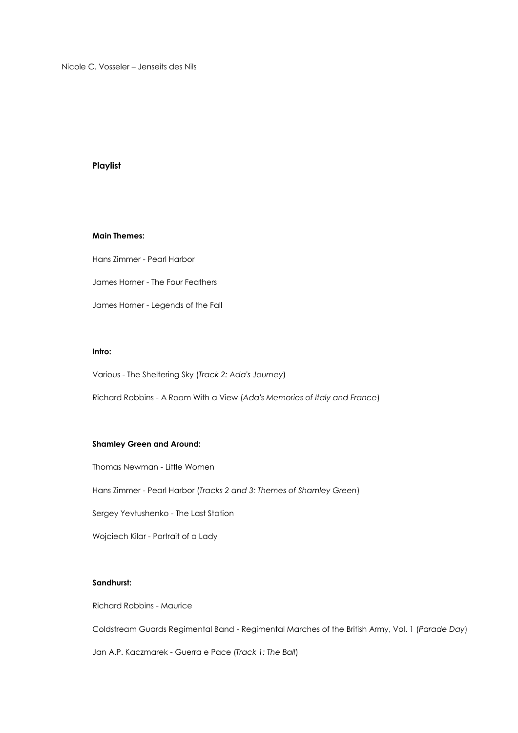Nicole C. Vosseler – Jenseits des Nils

## Playlist

### Main Themes:

Hans Zimmer - Pearl Harbor

James Horner - The Four Feathers

James Horner - Legends of the Fall

### Intro:

Various - The Sheltering Sky (*Track 2: Ada's Journey*)

Richard Robbins - A Room With a View (*Ada's Memories of Italy and France*)

### Shamley Green and Around:

Thomas Newman - Little Women

Hans Zimmer - Pearl Harbor (*Tracks 2 and 3: Themes of Shamley Green*)

Sergey Yevtushenko - The Last Station

Wojciech Kilar - Portrait of a Lady

### Sandhurst:

Richard Robbins - Maurice

Coldstream Guards Regimental Band - Regimental Marches of the British Army, Vol. 1 (*Parade Day*)

Jan A.P. Kaczmarek - Guerra e Pace (*Track 1: The Ball*)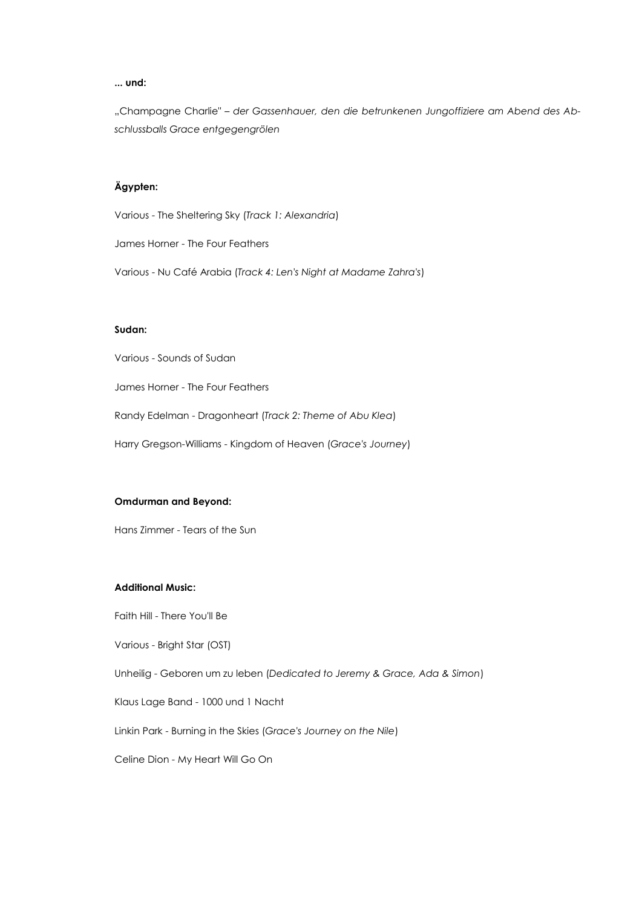**... und:**

„Champagne Charlie" – *der Gassenhauer, den die betrunkenen Jungoffiziere am Abend des Abschlussballs Grace entgegengrölen*

**Ägypten:**

Various - The Sheltering Sky (*Track 1: Alexandria*)

James Horner - The Four Feathers

Various - Nu Café Arabia (*Track 4: Len's Night at Madame Zahra's*)

**Sudan:**

Various - Sounds of Sudan

James Horner - The Four Feathers

Randy Edelman - Dragonheart (*Track 2: Theme of Abu Klea*)

Harry Gregson-Williams - Kingdom of Heaven (*Grace's Journey*)

**Omdurman and Beyond:**

Hans Zimmer - Tears of the Sun

**Additional Music:**

Faith Hill - There You'll Be

Various - Bright Star (OST)

Unheilig - Geboren um zu leben (*Dedicated to Jeremy & Grace, Ada & Simon*)

Klaus Lage Band - 1000 und 1 Nacht

Linkin Park - Burning in the Skies (*Grace's Journey on the Nile*)

Celine Dion - My Heart Will Go On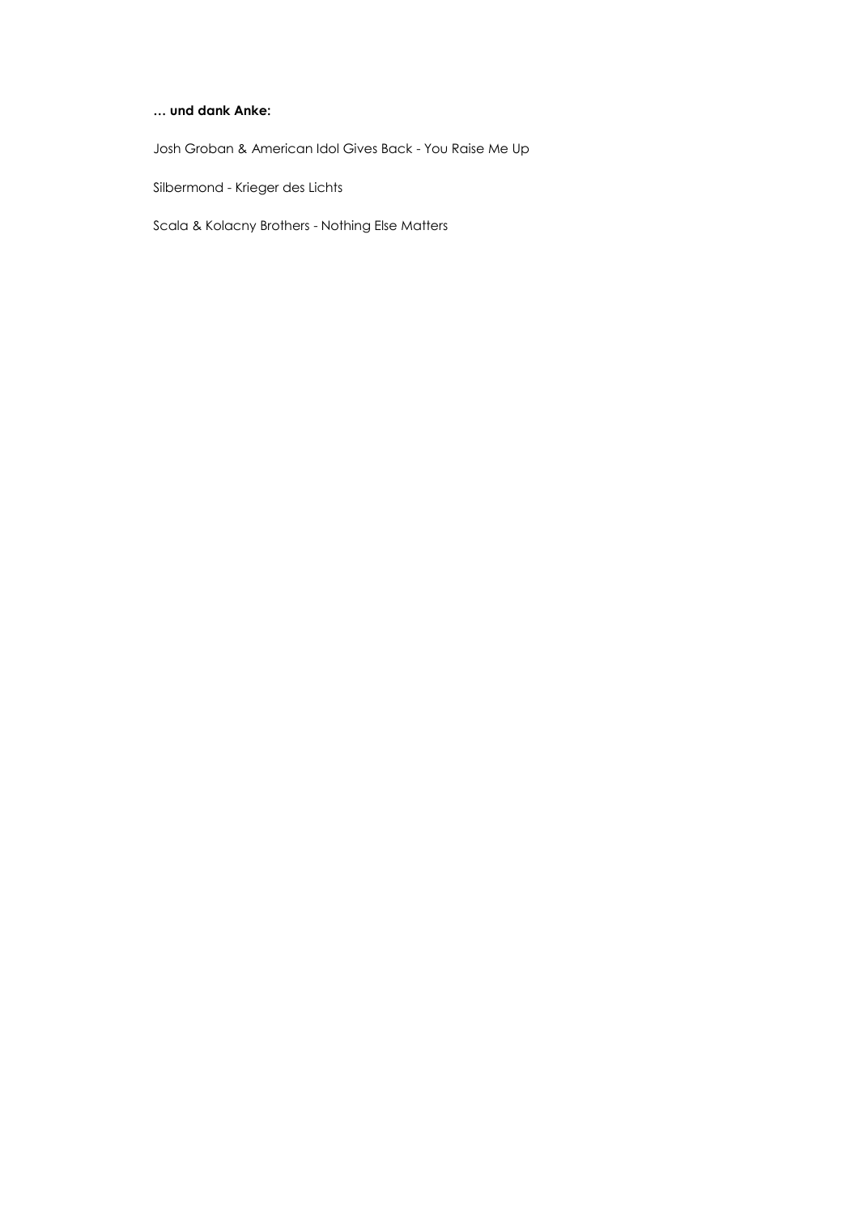**… und dank Anke:**

Josh Groban & American Idol Gives Back - You Raise Me Up

Silbermond - Krieger des Lichts

Scala & Kolacny Brothers - Nothing Else Matters